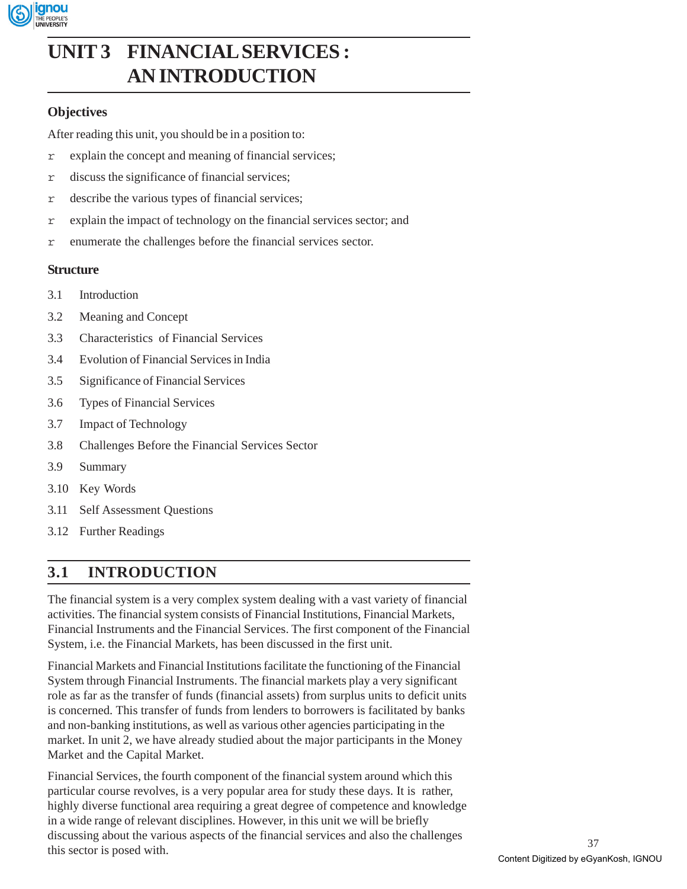# UNIT 3 FINANCIAL SERVICES : AN INTRODUCTION

## Objectives

After reading this unit, you should be in a position to:

- explain the concept and meaning of financial services;
- discuss the significance of financial services;
- describe the various types of financial services;
- explain the impact of technology on the financial services sector; and
- enumerate the challenges before the financial services sector.

## Structure

3.1 Introduction

3.2 Meaning and Concept

3.3 Characteristics of Financial Services

3.4 Evolution of Financial Services in India

3.5 Significance of Financial Services

3.6 Types of Financial Services

3.7 Impact of Technology

3.8 Challenges Before the Financial Services Sector

3.9 Summary

3.10 Key Words

3.11 Self Assessment Questions

3.12 Further Readings

## 3.1 INTRODUCTION

The financial system is a very complex system dealing with a vast variety of financial activities. The financial system consists of Financial Institutions, Financial Markets, Financial Instruments and the Financial Services. The first component of the Financial System, i.e. the Financial Markets, has been discussed in the first unit.

Financial Markets and Financial Institutions facilitate the functioning of the Financial System through Financial Instruments. The financial markets play a very significant role as far as the transfer of funds (financial assets) from surplus units to deficit units is concerned. This transfer of funds from lenders to borrowers is facilitated by banks and non-banking institutions, as well as various other agencies participating in the market. In unit 2, we have already studied about the major participants in the Money Market and the Capital Market.

Financial Services, the fourth component of the financial system around which this particular course revolves, is a very popular area for study these days. It is rather, highly diverse functional area requiring a great degree of competence and knowledge in a wide range of relevant disciplines. However, in this unit we will be briefly discussing about the various aspects of the financial services and also the challenges this sector is posed with.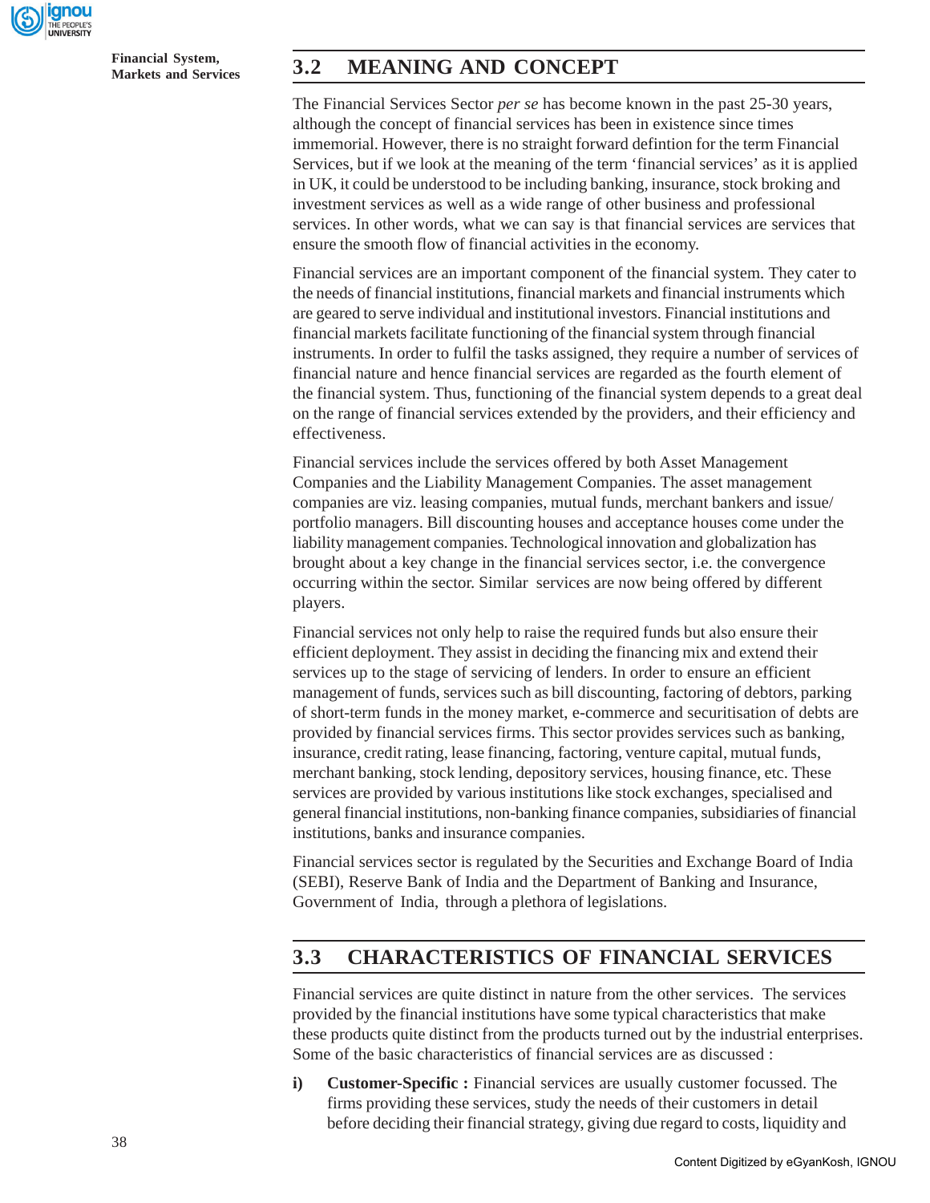## 3.2 MEANING AND CONCEPT

The Financial Services Sector *per se* has become known in the past 25-30 years, although the concept of financial services has been in existence since times immemorial. However, there is no straight forward defintion for the term Financial Services, but if we look at the meaning of the term 'financial services' as it is applied in UK, it could be understood to be including banking, insurance, stock broking and investment services as well as a wide range of other business and professional services. In other words, what we can say is that financial services are services that ensure the smooth flow of financial activities in the economy.

Financial services are an important component of the financial system. They cater to the needs of financial institutions, financial markets and financial instruments which are geared to serve individual and institutional investors. Financial institutions and financial markets facilitate functioning of the financial system through financial instruments. In order to fulfil the tasks assigned, they require a number of services of financial nature and hence financial services are regarded as the fourth element of the financial system. Thus, functioning of the financial system depends to a great deal on the range of financial services extended by the providers, and their efficiency and effectiveness.

Financial services include the services offered by both Asset Management Companies and the Liability Management Companies. The asset management companies are viz. leasing companies, mutual funds, merchant bankers and issue/ portfolio managers. Bill discounting houses and acceptance houses come under the liability management companies. Technological innovation and globalization has brought about a key change in the financial services sector, i.e. the convergence occurring within the sector. Similar services are now being offered by different players.

Financial services not only help to raise the required funds but also ensure their efficient deployment. They assist in deciding the financing mix and extend their services up to the stage of servicing of lenders. In order to ensure an efficient management of funds, services such as bill discounting, factoring of debtors, parking of short-term funds in the money market, e-commerce and securitisation of debts are provided by financial services firms. This sector provides services such as banking, insurance, credit rating, lease financing, factoring, venture capital, mutual funds, merchant banking, stock lending, depository services, housing finance, etc. These services are provided by various institutions like stock exchanges, specialised and general financial institutions, non-banking finance companies, subsidiaries of financial institutions, banks and insurance companies.

Financial services sector is regulated by the Securities and Exchange Board of India (SEBI), Reserve Bank of India and the Department of Banking and Insurance, Government of India, through a plethora of legislations.

## 3.3 CHARACTERISTICS OF FINANCIAL SERVICES

Financial services are quite distinct in nature from the other services. The services provided by the financial institutions have some typical characteristics that make these products quite distinct from the products turned out by the industrial enterprises. Some of the basic characteristics of financial services are as discussed :

i) **Customer-Specific :** Financial services are usually customer focussed. The firms providing these services, study the needs of their customers in detail before deciding their financial strategy, giving due regard to costs, liquidity and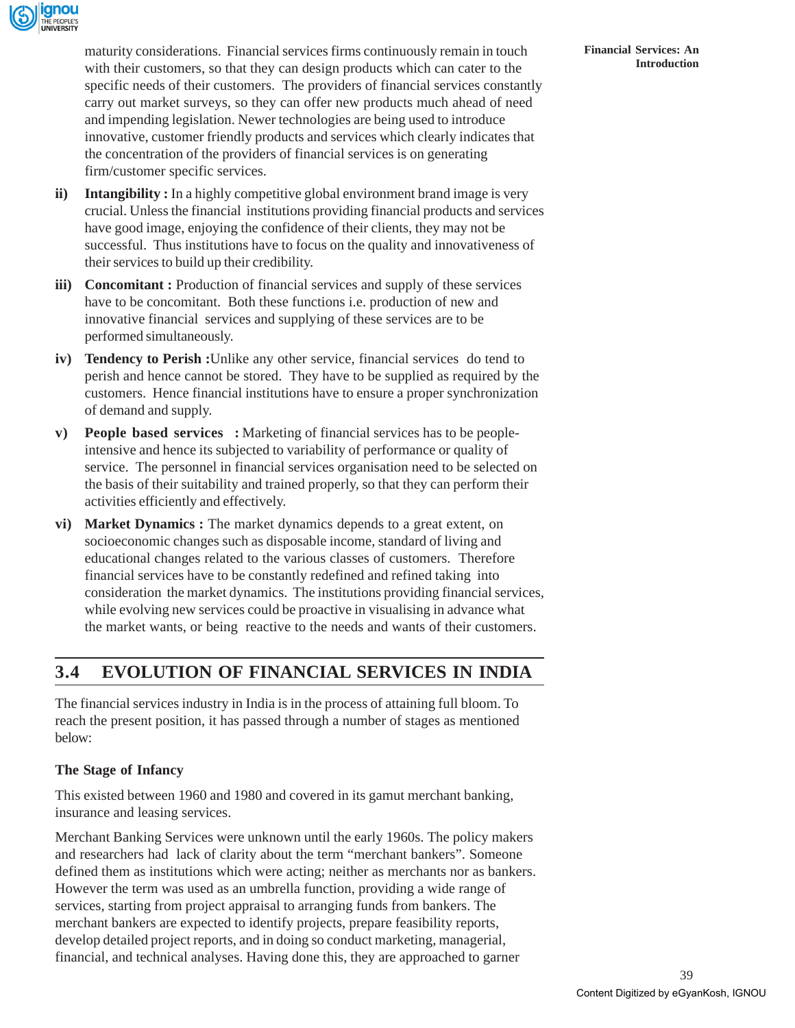maturity considerations. Financial services firms continuously remain in touch with their customers, so that they can design products which can cater to the specific needs of their customers. The providers of financial services constantly carry out market surveys, so they can offer new products much ahead of need and impending legislation. Newer technologies are being used to introduce innovative, customer friendly products and services which clearly indicates that the concentration of the providers of financial services is on generating firm/customer specific services.

ii) **Intangibility :** In a highly competitive global environment brand image is very crucial. Unless the financial institutions providing financial products and services have good image, enjoying the confidence of their clients, they may not be successful. Thus institutions have to focus on the quality and innovativeness of their services to build up their credibility.

iii) **Concomitant :** Production of financial services and supply of these services have to be concomitant. Both these functions i.e. production of new and innovative financial services and supplying of these services are to be performed simultaneously.

iv) **Tendency to Perish :**Unlike any other service, financial services do tend to perish and hence cannot be stored. They have to be supplied as required by the customers. Hence financial institutions have to ensure a proper synchronization of demand and supply.

v) **People based services :** Marketing of financial services has to be people-intensive and hence its subjected to variability of performance or quality of service. The personnel in financial services organisation need to be selected on the basis of their suitability and trained properly, so that they can perform their activities efficiently and effectively.

vi) **Market Dynamics :** The market dynamics depends to a great extent, on socioeconomic changes such as disposable income, standard of living and educational changes related to the various classes of customers. Therefore financial services have to be constantly redefined and refined taking into consideration the market dynamics. The institutions providing financial services, while evolving new services could be proactive in visualising in advance what the market wants, or being reactive to the needs and wants of their customers.

## 3.4 EVOLUTION OF FINANCIAL SERVICES IN INDIA

The financial services industry in India is in the process of attaining full bloom. To reach the present position, it has passed through a number of stages as mentioned below:

### The Stage of Infancy

This existed between 1960 and 1980 and covered in its gamut merchant banking, insurance and leasing services.

Merchant Banking Services were unknown until the early 1960s. The policy makers and researchers had lack of clarity about the term "merchant bankers". Someone defined them as institutions which were acting; neither as merchants nor as bankers. However the term was used as an umbrella function, providing a wide range of services, starting from project appraisal to arranging funds from bankers. The merchant bankers are expected to identify projects, prepare feasibility reports, develop detailed project reports, and in doing so conduct marketing, managerial, financial, and technical analyses. Having done this, they are approached to garner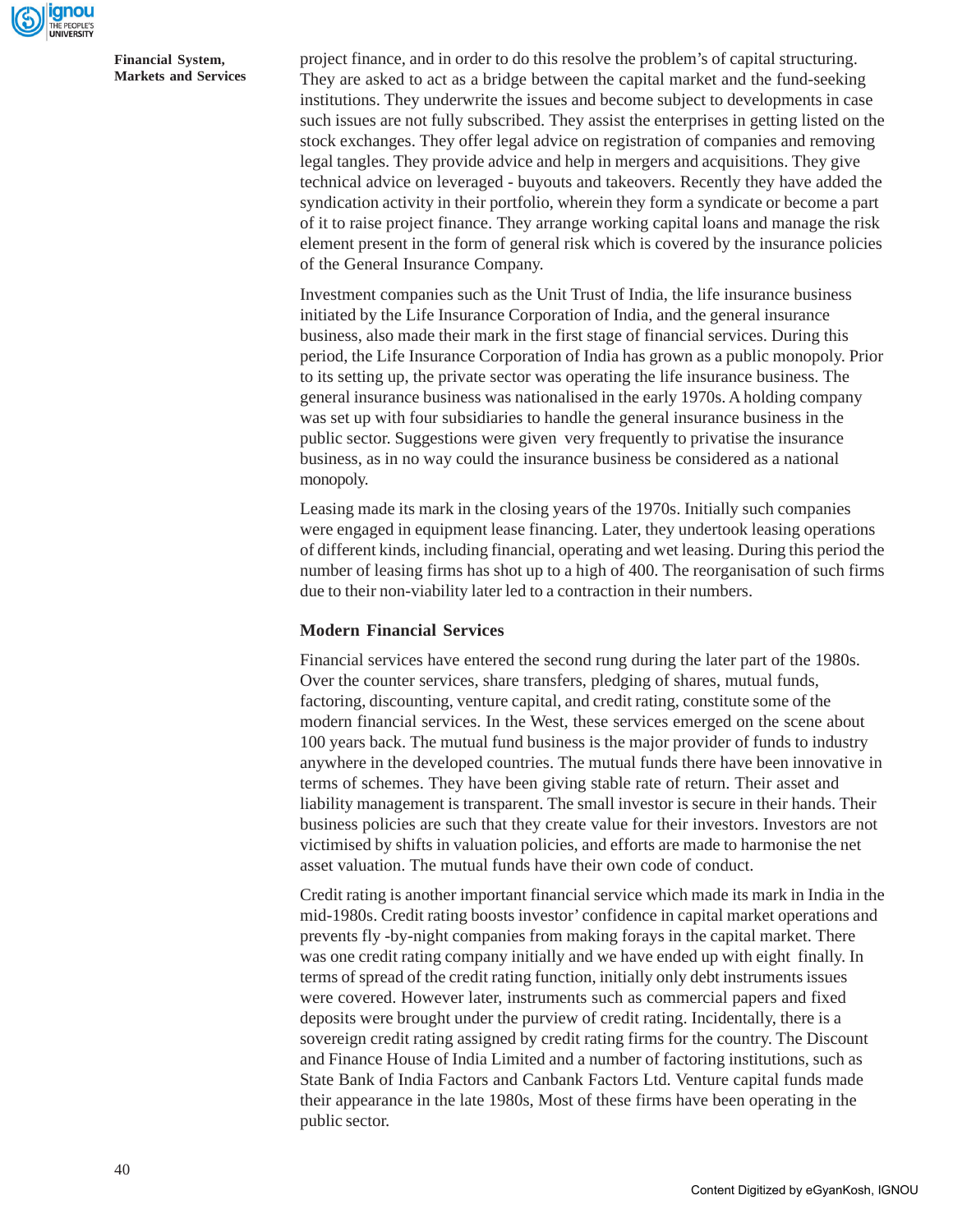project finance, and in order to do this resolve the problem's of capital structuring. They are asked to act as a bridge between the capital market and the fund-seeking institutions. They underwrite the issues and become subject to developments in case such issues are not fully subscribed. They assist the enterprises in getting listed on the stock exchanges. They offer legal advice on registration of companies and removing legal tangles. They provide advice and help in mergers and acquisitions. They give technical advice on leveraged - buyouts and takeovers. Recently they have added the syndication activity in their portfolio, wherein they form a syndicate or become a part of it to raise project finance. They arrange working capital loans and manage the risk element present in the form of general risk which is covered by the insurance policies of the General Insurance Company.

Investment companies such as the Unit Trust of India, the life insurance business initiated by the Life Insurance Corporation of India, and the general insurance business, also made their mark in the first stage of financial services. During this period, the Life Insurance Corporation of India has grown as a public monopoly. Prior to its setting up, the private sector was operating the life insurance business. The general insurance business was nationalised in the early 1970s. A holding company was set up with four subsidiaries to handle the general insurance business in the public sector. Suggestions were given very frequently to privatise the insurance business, as in no way could the insurance business be considered as a national monopoly.

Leasing made its mark in the closing years of the 1970s. Initially such companies were engaged in equipment lease financing. Later, they undertook leasing operations of different kinds, including financial, operating and wet leasing. During this period the number of leasing firms has shot up to a high of 400. The reorganisation of such firms due to their non-viability later led to a contraction in their numbers.

### Modern Financial Services

Financial services have entered the second rung during the later part of the 1980s. Over the counter services, share transfers, pledging of shares, mutual funds, factoring, discounting, venture capital, and credit rating, constitute some of the modern financial services. In the West, these services emerged on the scene about 100 years back. The mutual fund business is the major provider of funds to industry anywhere in the developed countries. The mutual funds there have been innovative in terms of schemes. They have been giving stable rate of return. Their asset and liability management is transparent. The small investor is secure in their hands. Their business policies are such that they create value for their investors. Investors are not victimised by shifts in valuation policies, and efforts are made to harmonise the net asset valuation. The mutual funds have their own code of conduct.

Credit rating is another important financial service which made its mark in India in the mid-1980s. Credit rating boosts investor' confidence in capital market operations and prevents fly -by-night companies from making forays in the capital market. There was one credit rating company initially and we have ended up with eight finally. In terms of spread of the credit rating function, initially only debt instruments issues were covered. However later, instruments such as commercial papers and fixed deposits were brought under the purview of credit rating. Incidentally, there is a sovereign credit rating assigned by credit rating firms for the country. The Discount and Finance House of India Limited and a number of factoring institutions, such as State Bank of India Factors and Canbank Factors Ltd. Venture capital funds made their appearance in the late 1980s, Most of these firms have been operating in the public sector.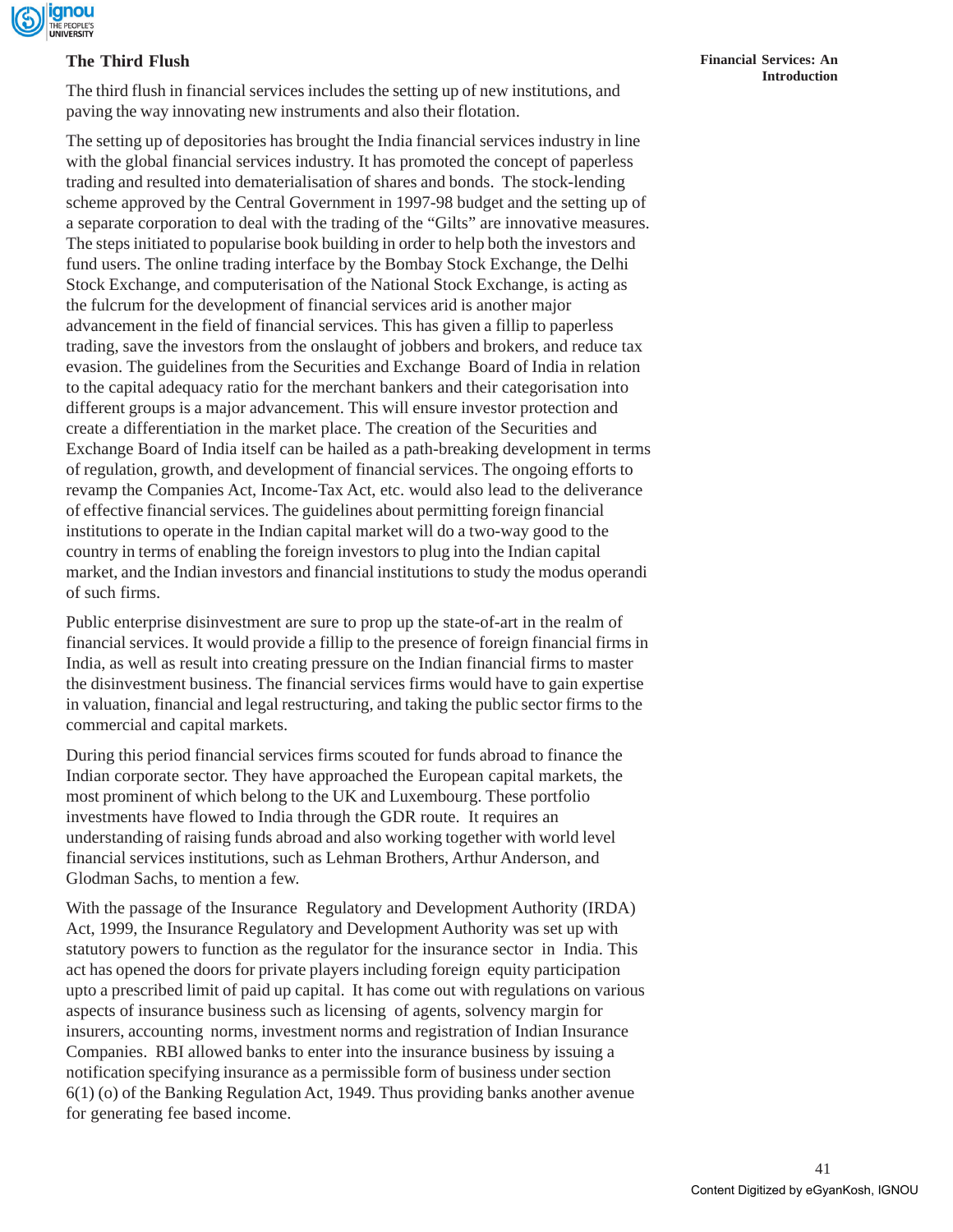### The Third Flush

The third flush in financial services includes the setting up of new institutions, and paving the way innovating new instruments and also their flotation.

The setting up of depositories has brought the India financial services industry in line with the global financial services industry. It has promoted the concept of paperless trading and resulted into dematerialisation of shares and bonds. The stock-lending scheme approved by the Central Government in 1997-98 budget and the setting up of a separate corporation to deal with the trading of the "Gilts" are innovative measures. The steps initiated to popularise book building in order to help both the investors and fund users. The online trading interface by the Bombay Stock Exchange, the Delhi Stock Exchange, and computerisation of the National Stock Exchange, is acting as the fulcrum for the development of financial services arid is another major advancement in the field of financial services. This has given a fillip to paperless trading, save the investors from the onslaught of jobbers and brokers, and reduce tax evasion. The guidelines from the Securities and Exchange Board of India in relation to the capital adequacy ratio for the merchant bankers and their categorisation into different groups is a major advancement. This will ensure investor protection and create a differentiation in the market place. The creation of the Securities and Exchange Board of India itself can be hailed as a path-breaking development in terms of regulation, growth, and development of financial services. The ongoing efforts to revamp the Companies Act, Income-Tax Act, etc. would also lead to the deliverance of effective financial services. The guidelines about permitting foreign financial institutions to operate in the Indian capital market will do a two-way good to the country in terms of enabling the foreign investors to plug into the Indian capital market, and the Indian investors and financial institutions to study the modus operandi of such firms.

Public enterprise disinvestment are sure to prop up the state-of-art in the realm of financial services. It would provide a fillip to the presence of foreign financial firms in India, as well as result into creating pressure on the Indian financial firms to master the disinvestment business. The financial services firms would have to gain expertise in valuation, financial and legal restructuring, and taking the public sector firms to the commercial and capital markets.

During this period financial services firms scouted for funds abroad to finance the Indian corporate sector. They have approached the European capital markets, the most prominent of which belong to the UK and Luxembourg. These portfolio investments have flowed to India through the GDR route. It requires an understanding of raising funds abroad and also working together with world level financial services institutions, such as Lehman Brothers, Arthur Anderson, and Glodman Sachs, to mention a few.

With the passage of the Insurance Regulatory and Development Authority (IRDA) Act, 1999, the Insurance Regulatory and Development Authority was set up with statutory powers to function as the regulator for the insurance sector in India. This act has opened the doors for private players including foreign equity participation upto a prescribed limit of paid up capital. It has come out with regulations on various aspects of insurance business such as licensing of agents, solvency margin for insurers, accounting norms, investment norms and registration of Indian Insurance Companies. RBI allowed banks to enter into the insurance business by issuing a notification specifying insurance as a permissible form of business under section 6(1) (o) of the Banking Regulation Act, 1949. Thus providing banks another avenue for generating fee based income.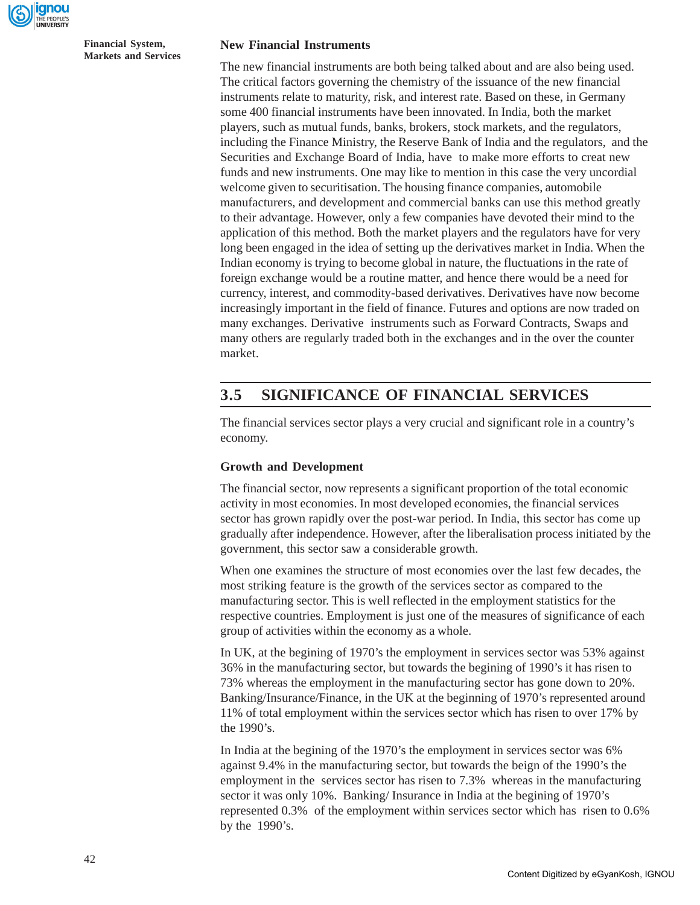### New Financial Instruments

The new financial instruments are both being talked about and are also being used. The critical factors governing the chemistry of the issuance of the new financial instruments relate to maturity, risk, and interest rate. Based on these, in Germany some 400 financial instruments have been innovated. In India, both the market players, such as mutual funds, banks, brokers, stock markets, and the regulators, including the Finance Ministry, the Reserve Bank of India and the regulators, and the Securities and Exchange Board of India, have to make more efforts to creat new funds and new instruments. One may like to mention in this case the very uncordial welcome given to securitisation. The housing finance companies, automobile manufacturers, and development and commercial banks can use this method greatly to their advantage. However, only a few companies have devoted their mind to the application of this method. Both the market players and the regulators have for very long been engaged in the idea of setting up the derivatives market in India. When the Indian economy is trying to become global in nature, the fluctuations in the rate of foreign exchange would be a routine matter, and hence there would be a need for currency, interest, and commodity-based derivatives. Derivatives have now become increasingly important in the field of finance. Futures and options are now traded on many exchanges. Derivative instruments such as Forward Contracts, Swaps and many others are regularly traded both in the exchanges and in the over the counter market.

## 3.5 SIGNIFICANCE OF FINANCIAL SERVICES

The financial services sector plays a very crucial and significant role in a country's economy.

### Growth and Development

The financial sector, now represents a significant proportion of the total economic activity in most economies. In most developed economies, the financial services sector has grown rapidly over the post-war period. In India, this sector has come up gradually after independence. However, after the liberalisation process initiated by the government, this sector saw a considerable growth.

When one examines the structure of most economies over the last few decades, the most striking feature is the growth of the services sector as compared to the manufacturing sector. This is well reflected in the employment statistics for the respective countries. Employment is just one of the measures of significance of each group of activities within the economy as a whole.

In UK, at the begining of 1970's the employment in services sector was 53% against 36% in the manufacturing sector, but towards the begining of 1990's it has risen to 73% whereas the employment in the manufacturing sector has gone down to 20%. Banking/Insurance/Finance, in the UK at the beginning of 1970's represented around 11% of total employment within the services sector which has risen to over 17% by the 1990's.

In India at the begining of the 1970's the employment in services sector was 6% against 9.4% in the manufacturing sector, but towards the beign of the 1990's the employment in the services sector has risen to 7.3% whereas in the manufacturing sector it was only 10%. Banking/ Insurance in India at the begining of 1970's represented 0.3% of the employment within services sector which has risen to 0.6% by the 1990's.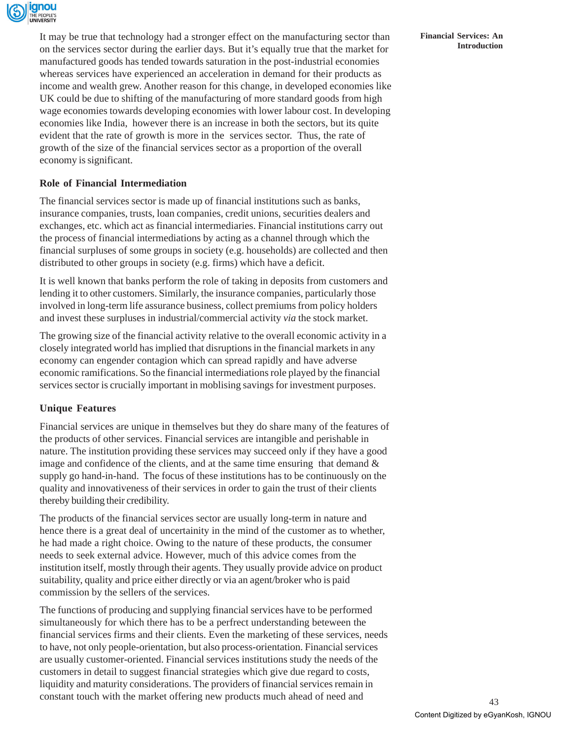It may be true that technology had a stronger effect on the manufacturing sector than on the services sector during the earlier days. But it's equally true that the market for manufactured goods has tended towards saturation in the post-industrial economies whereas services have experienced an acceleration in demand for their products as income and wealth grew. Another reason for this change, in developed economies like UK could be due to shifting of the manufacturing of more standard goods from high wage economies towards developing economies with lower labour cost. In developing economies like India, however there is an increase in both the sectors, but its quite evident that the rate of growth is more in the services sector. Thus, the rate of growth of the size of the financial services sector as a proportion of the overall economy is significant.

### Role of Financial Intermediation

The financial services sector is made up of financial institutions such as banks, insurance companies, trusts, loan companies, credit unions, securities dealers and exchanges, etc. which act as financial intermediaries. Financial institutions carry out the process of financial intermediations by acting as a channel through which the financial surpluses of some groups in society (e.g. households) are collected and then distributed to other groups in society (e.g. firms) which have a deficit.

It is well known that banks perform the role of taking in deposits from customers and lending it to other customers. Similarly, the insurance companies, particularly those involved in long-term life assurance business, collect premiums from policy holders and invest these surpluses in industrial/commercial activity *via* the stock market.

The growing size of the financial activity relative to the overall economic activity in a closely integrated world has implied that disruptions in the financial markets in any economy can engender contagion which can spread rapidly and have adverse economic ramifications. So the financial intermediations role played by the financial services sector is crucially important in moblising savings for investment purposes.

### Unique Features

Financial services are unique in themselves but they do share many of the features of the products of other services. Financial services are intangible and perishable in nature. The institution providing these services may succeed only if they have a good image and confidence of the clients, and at the same time ensuring that demand & supply go hand-in-hand. The focus of these institutions has to be continuously on the quality and innovativeness of their services in order to gain the trust of their clients thereby building their credibility.

The products of the financial services sector are usually long-term in nature and hence there is a great deal of uncertainity in the mind of the customer as to whether, he had made a right choice. Owing to the nature of these products, the consumer needs to seek external advice. However, much of this advice comes from the institution itself, mostly through their agents. They usually provide advice on product suitability, quality and price either directly or via an agent/broker who is paid commission by the sellers of the services.

The functions of producing and supplying financial services have to be performed simultaneously for which there has to be a perfrect understanding beteween the financial services firms and their clients. Even the marketing of these services, needs to have, not only people-orientation, but also process-orientation. Financial services are usually customer-oriented. Financial services institutions study the needs of the customers in detail to suggest financial strategies which give due regard to costs, liquidity and maturity considerations. The providers of financial services remain in constant touch with the market offering new products much ahead of need and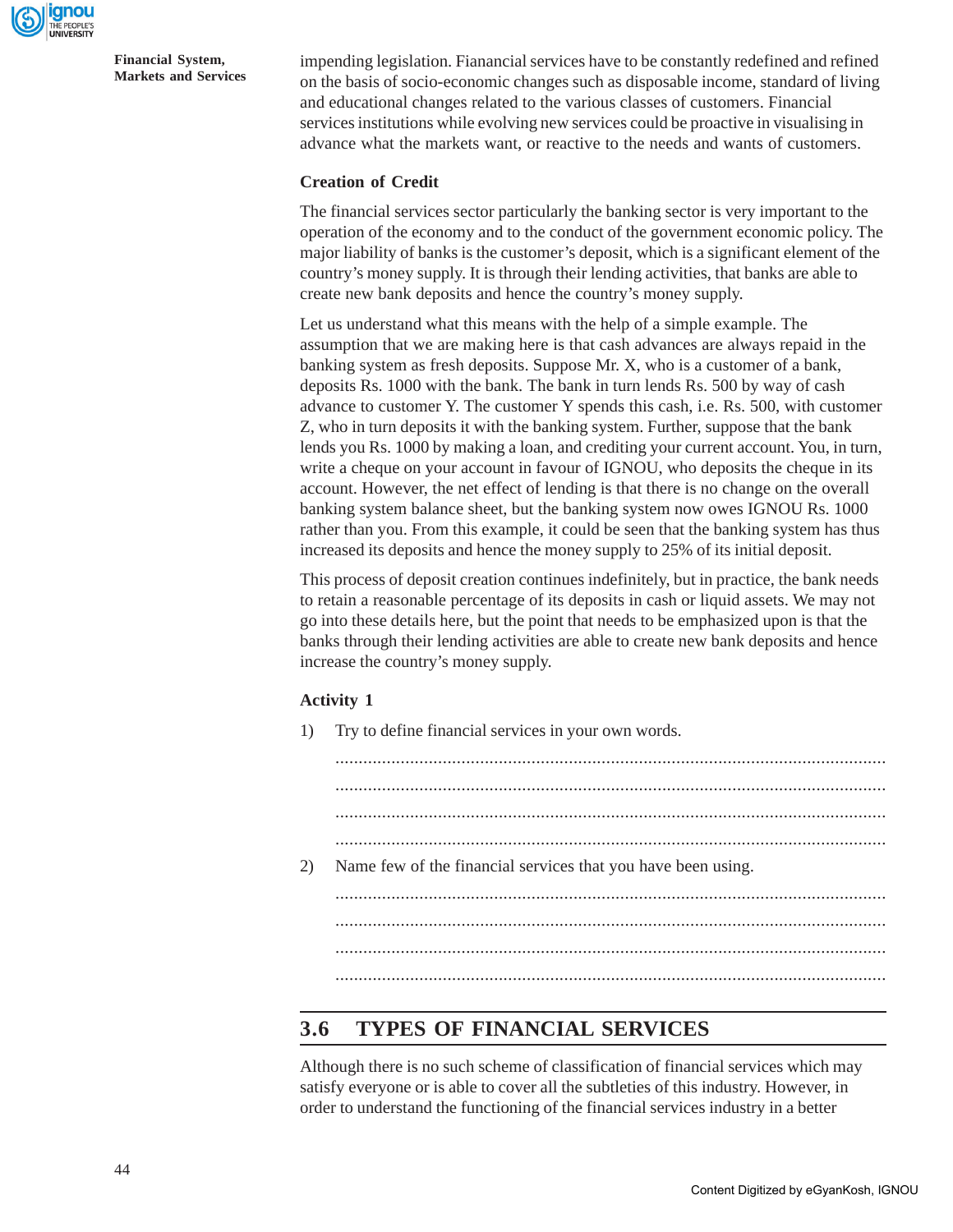impending legislation. Fianancial services have to be constantly redefined and refined on the basis of socio-economic changes such as disposable income, standard of living and educational changes related to the various classes of customers. Financial services institutions while evolving new services could be proactive in visualising in advance what the markets want, or reactive to the needs and wants of customers.

### Creation of Credit

The financial services sector particularly the banking sector is very important to the operation of the economy and to the conduct of the government economic policy. The major liability of banks is the customer's deposit, which is a significant element of the country's money supply. It is through their lending activities, that banks are able to create new bank deposits and hence the country's money supply.

Let us understand what this means with the help of a simple example. The assumption that we are making here is that cash advances are always repaid in the banking system as fresh deposits. Suppose Mr. X, who is a customer of a bank, deposits Rs. 1000 with the bank. The bank in turn lends Rs. 500 by way of cash advance to customer Y. The customer Y spends this cash, i.e. Rs. 500, with customer Z, who in turn deposits it with the banking system. Further, suppose that the bank lends you Rs. 1000 by making a loan, and crediting your current account. You, in turn, write a cheque on your account in favour of IGNOU, who deposits the cheque in its account. However, the net effect of lending is that there is no change on the overall banking system balance sheet, but the banking system now owes IGNOU Rs. 1000 rather than you. From this example, it could be seen that the banking system has thus increased its deposits and hence the money supply to 25% of its initial deposit.

This process of deposit creation continues indefinitely, but in practice, the bank needs to retain a reasonable percentage of its deposits in cash or liquid assets. We may not go into these details here, but the point that needs to be emphasized upon is that the banks through their lending activities are able to create new bank deposits and hence increase the country's money supply.

### Activity 1

1) Try to define financial services in your own words.

.....................................................................................................................

.....................................................................................................................

.....................................................................................................................

.....................................................................................................................

2) Name few of the financial services that you have been using.

.....................................................................................................................

.....................................................................................................................

.....................................................................................................................

.....................................................................................................................

## 3.6 TYPES OF FINANCIAL SERVICES

Although there is no such scheme of classification of financial services which may satisfy everyone or is able to cover all the subtleties of this industry. However, in order to understand the functioning of the financial services industry in a better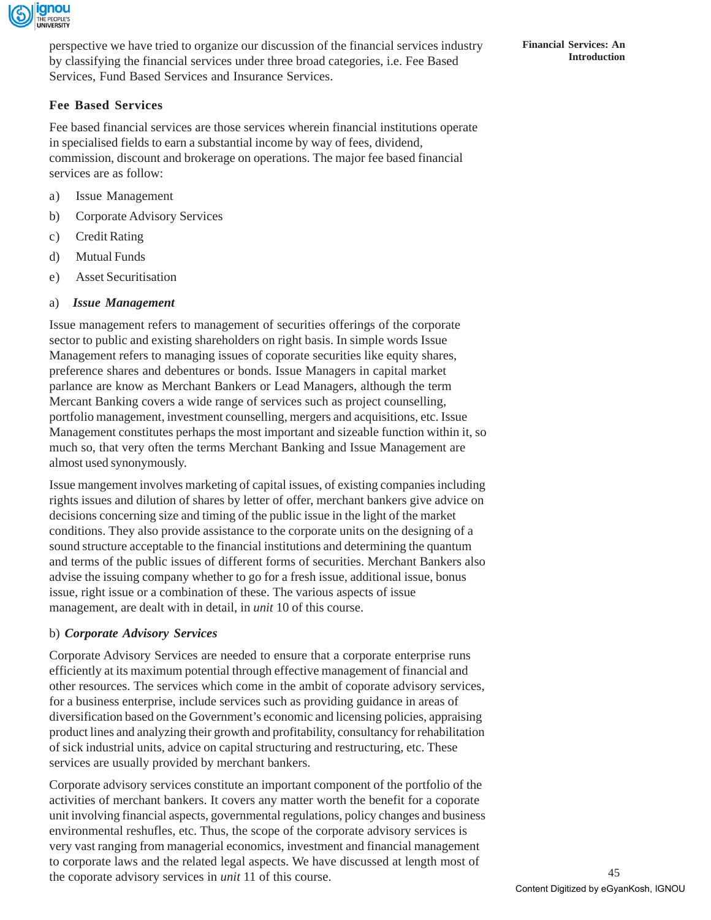perspective we have tried to organize our discussion of the financial services industry by classifying the financial services under three broad categories, i.e. Fee Based Services, Fund Based Services and Insurance Services.

### Fee Based Services

Fee based financial services are those services wherein financial institutions operate in specialised fields to earn a substantial income by way of fees, dividend, commission, discount and brokerage on operations. The major fee based financial services are as follow:

a) Issue Management

b) Corporate Advisory Services

c) Credit Rating

d) Mutual Funds

e) Asset Securitisation

#### a) *Issue Management*

Issue management refers to management of securities offerings of the corporate sector to public and existing shareholders on right basis. In simple words Issue Management refers to managing issues of coporate securities like equity shares, preference shares and debentures or bonds. Issue Managers in capital market parlance are know as Merchant Bankers or Lead Managers, although the term Mercant Banking covers a wide range of services such as project counselling, portfolio management, investment counselling, mergers and acquisitions, etc. Issue Management constitutes perhaps the most important and sizeable function within it, so much so, that very often the terms Merchant Banking and Issue Management are almost used synonymously.

Issue mangement involves marketing of capital issues, of existing companies including rights issues and dilution of shares by letter of offer, merchant bankers give advice on decisions concerning size and timing of the public issue in the light of the market conditions. They also provide assistance to the corporate units on the designing of a sound structure acceptable to the financial institutions and determining the quantum and terms of the public issues of different forms of securities. Merchant Bankers also advise the issuing company whether to go for a fresh issue, additional issue, bonus issue, right issue or a combination of these. The various aspects of issue management, are dealt with in detail, in *unit* 10 of this course.

#### b) *Corporate Advisory Services*

Corporate Advisory Services are needed to ensure that a corporate enterprise runs efficiently at its maximum potential through effective management of financial and other resources. The services which come in the ambit of coporate advisory services, for a business enterprise, include services such as providing guidance in areas of diversification based on the Government's economic and licensing policies, appraising product lines and analyzing their growth and profitability, consultancy for rehabilitation of sick industrial units, advice on capital structuring and restructuring, etc. These services are usually provided by merchant bankers.

Corporate advisory services constitute an important component of the portfolio of the activities of merchant bankers. It covers any matter worth the benefit for a coporate unit involving financial aspects, governmental regulations, policy changes and business environmental reshufles, etc. Thus, the scope of the corporate advisory services is very vast ranging from managerial economics, investment and financial management to corporate laws and the related legal aspects. We have discussed at length most of the coporate advisory services in *unit* 11 of this course.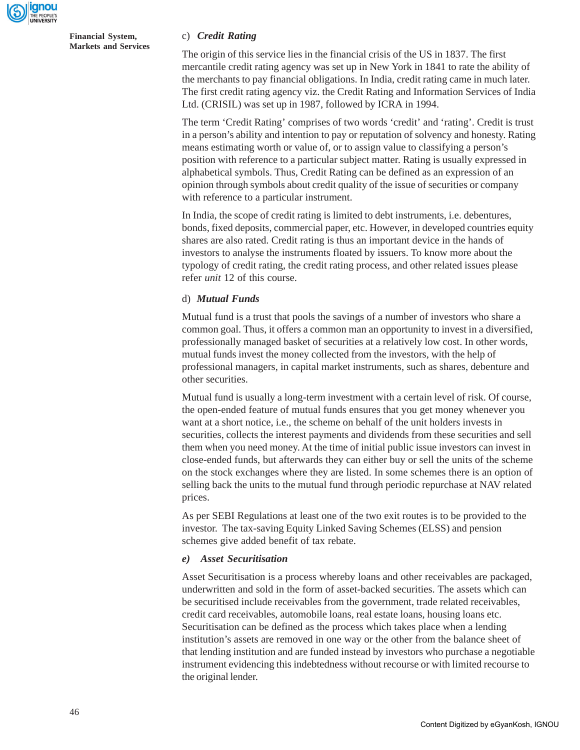### c) *Credit Rating*

The origin of this service lies in the financial crisis of the US in 1837. The first mercantile credit rating agency was set up in New York in 1841 to rate the ability of the merchants to pay financial obligations. In India, credit rating came in much later. The first credit rating agency viz. the Credit Rating and Information Services of India Ltd. (CRISIL) was set up in 1987, followed by ICRA in 1994.

The term 'Credit Rating' comprises of two words 'credit' and 'rating'. Credit is trust in a person's ability and intention to pay or reputation of solvency and honesty. Rating means estimating worth or value of, or to assign value to classifying a person's position with reference to a particular subject matter. Rating is usually expressed in alphabetical symbols. Thus, Credit Rating can be defined as an expression of an opinion through symbols about credit quality of the issue of securities or company with reference to a particular instrument.

In India, the scope of credit rating is limited to debt instruments, i.e. debentures, bonds, fixed deposits, commercial paper, etc. However, in developed countries equity shares are also rated. Credit rating is thus an important device in the hands of investors to analyse the instruments floated by issuers. To know more about the typology of credit rating, the credit rating process, and other related issues please refer *unit* 12 of this course.

### d) *Mutual Funds*

Mutual fund is a trust that pools the savings of a number of investors who share a common goal. Thus, it offers a common man an opportunity to invest in a diversified, professionally managed basket of securities at a relatively low cost. In other words, mutual funds invest the money collected from the investors, with the help of professional managers, in capital market instruments, such as shares, debenture and other securities.

Mutual fund is usually a long-term investment with a certain level of risk. Of course, the open-ended feature of mutual funds ensures that you get money whenever you want at a short notice, i.e., the scheme on behalf of the unit holders invests in securities, collects the interest payments and dividends from these securities and sell them when you need money. At the time of initial public issue investors can invest in close-ended funds, but afterwards they can either buy or sell the units of the scheme on the stock exchanges where they are listed. In some schemes there is an option of selling back the units to the mutual fund through periodic repurchase at NAV related prices.

As per SEBI Regulations at least one of the two exit routes is to be provided to the investor. The tax-saving Equity Linked Saving Schemes (ELSS) and pension schemes give added benefit of tax rebate.

### *e) Asset Securitisation*

Asset Securitisation is a process whereby loans and other receivables are packaged, underwritten and sold in the form of asset-backed securities. The assets which can be securitised include receivables from the government, trade related receivables, credit card receivables, automobile loans, real estate loans, housing loans etc. Securitisation can be defined as the process which takes place when a lending institution's assets are removed in one way or the other from the balance sheet of that lending institution and are funded instead by investors who purchase a negotiable instrument evidencing this indebtedness without recourse or with limited recourse to the original lender.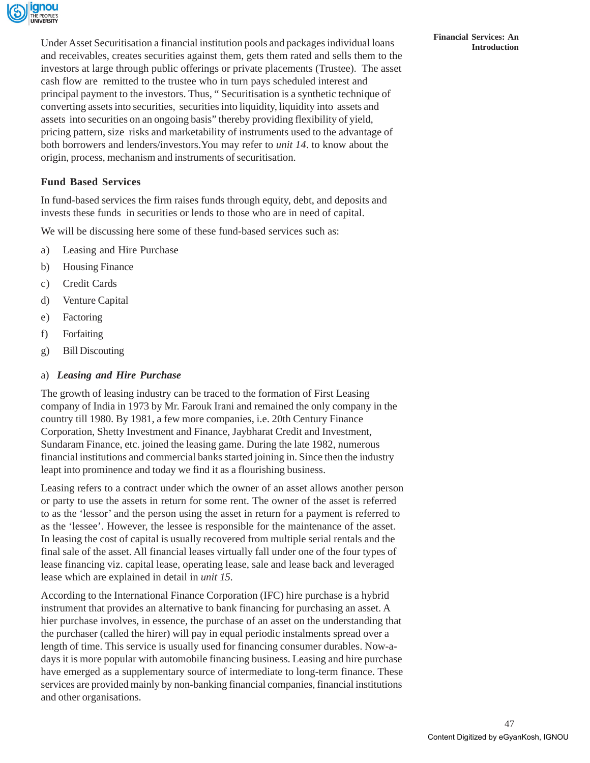Under Asset Securitisation a financial institution pools and packages individual loans and receivables, creates securities against them, gets them rated and sells them to the investors at large through public offerings or private placements (Trustee). The asset cash flow are remitted to the trustee who in turn pays scheduled interest and principal payment to the investors. Thus, " Securitisation is a synthetic technique of converting assets into securities, securities into liquidity, liquidity into assets and assets into securities on an ongoing basis" thereby providing flexibility of yield, pricing pattern, size risks and marketability of instruments used to the advantage of both borrowers and lenders/investors.You may refer to *unit 14*. to know about the origin, process, mechanism and instruments of securitisation.

### Fund Based Services

In fund-based services the firm raises funds through equity, debt, and deposits and invests these funds in securities or lends to those who are in need of capital.

We will be discussing here some of these fund-based services such as:

a) Leasing and Hire Purchase

b) Housing Finance

c) Credit Cards

d) Venture Capital

e) Factoring

f) Forfaiting

g) Bill Discouting

a) ***Leasing and Hire Purchase***

The growth of leasing industry can be traced to the formation of First Leasing company of India in 1973 by Mr. Farouk Irani and remained the only company in the country till 1980. By 1981, a few more companies, i.e. 20th Century Finance Corporation, Shetty Investment and Finance, Jaybharat Credit and Investment, Sundaram Finance, etc. joined the leasing game. During the late 1982, numerous financial institutions and commercial banks started joining in. Since then the industry leapt into prominence and today we find it as a flourishing business.

Leasing refers to a contract under which the owner of an asset allows another person or party to use the assets in return for some rent. The owner of the asset is referred to as the 'lessor' and the person using the asset in return for a payment is referred to as the 'lessee'. However, the lessee is responsible for the maintenance of the asset. In leasing the cost of capital is usually recovered from multiple serial rentals and the final sale of the asset. All financial leases virtually fall under one of the four types of lease financing viz. capital lease, operating lease, sale and lease back and leveraged lease which are explained in detail in *unit 15.*

According to the International Finance Corporation (IFC) hire purchase is a hybrid instrument that provides an alternative to bank financing for purchasing an asset. A hier purchase involves, in essence, the purchase of an asset on the understanding that the purchaser (called the hirer) will pay in equal periodic instalments spread over a length of time. This service is usually used for financing consumer durables. Now-a-days it is more popular with automobile financing business. Leasing and hire purchase have emerged as a supplementary source of intermediate to long-term finance. These services are provided mainly by non-banking financial companies, financial institutions and other organisations.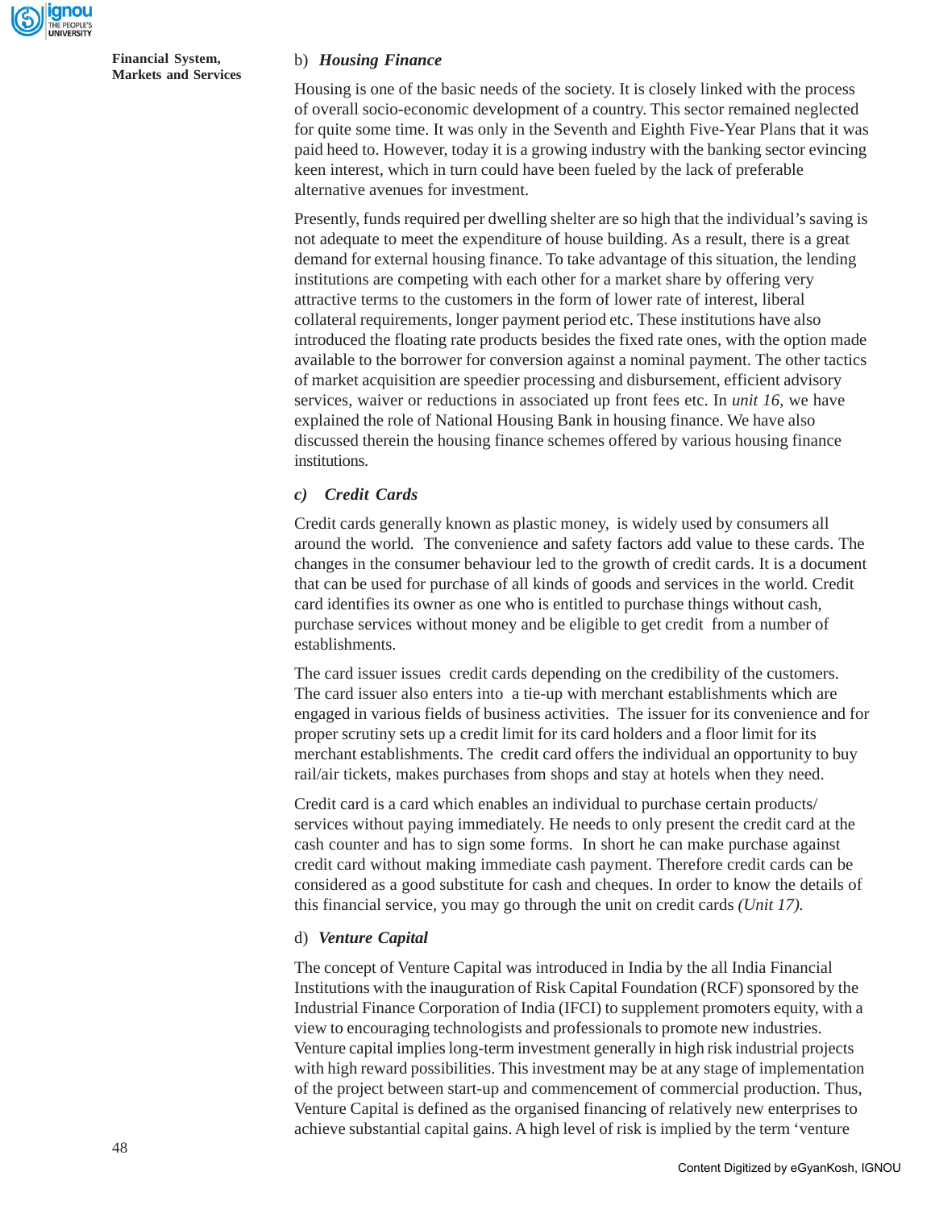### b) *Housing Finance*

Housing is one of the basic needs of the society. It is closely linked with the process of overall socio-economic development of a country. This sector remained neglected for quite some time. It was only in the Seventh and Eighth Five-Year Plans that it was paid heed to. However, today it is a growing industry with the banking sector evincing keen interest, which in turn could have been fueled by the lack of preferable alternative avenues for investment.

Presently, funds required per dwelling shelter are so high that the individual's saving is not adequate to meet the expenditure of house building. As a result, there is a great demand for external housing finance. To take advantage of this situation, the lending institutions are competing with each other for a market share by offering very attractive terms to the customers in the form of lower rate of interest, liberal collateral requirements, longer payment period etc. These institutions have also introduced the floating rate products besides the fixed rate ones, with the option made available to the borrower for conversion against a nominal payment. The other tactics of market acquisition are speedier processing and disbursement, efficient advisory services, waiver or reductions in associated up front fees etc. In *unit 16*, we have explained the role of National Housing Bank in housing finance. We have also discussed therein the housing finance schemes offered by various housing finance institutions.

### *c) Credit Cards*

Credit cards generally known as plastic money, is widely used by consumers all around the world. The convenience and safety factors add value to these cards. The changes in the consumer behaviour led to the growth of credit cards. It is a document that can be used for purchase of all kinds of goods and services in the world. Credit card identifies its owner as one who is entitled to purchase things without cash, purchase services without money and be eligible to get credit from a number of establishments.

The card issuer issues credit cards depending on the credibility of the customers. The card issuer also enters into a tie-up with merchant establishments which are engaged in various fields of business activities. The issuer for its convenience and for proper scrutiny sets up a credit limit for its card holders and a floor limit for its merchant establishments. The credit card offers the individual an opportunity to buy rail/air tickets, makes purchases from shops and stay at hotels when they need.

Credit card is a card which enables an individual to purchase certain products/ services without paying immediately. He needs to only present the credit card at the cash counter and has to sign some forms. In short he can make purchase against credit card without making immediate cash payment. Therefore credit cards can be considered as a good substitute for cash and cheques. In order to know the details of this financial service, you may go through the unit on credit cards *(Unit 17).*

### d) *Venture Capital*

The concept of Venture Capital was introduced in India by the all India Financial Institutions with the inauguration of Risk Capital Foundation (RCF) sponsored by the Industrial Finance Corporation of India (IFCI) to supplement promoters equity, with a view to encouraging technologists and professionals to promote new industries. Venture capital implies long-term investment generally in high risk industrial projects with high reward possibilities. This investment may be at any stage of implementation of the project between start-up and commencement of commercial production. Thus, Venture Capital is defined as the organised financing of relatively new enterprises to achieve substantial capital gains. A high level of risk is implied by the term 'venture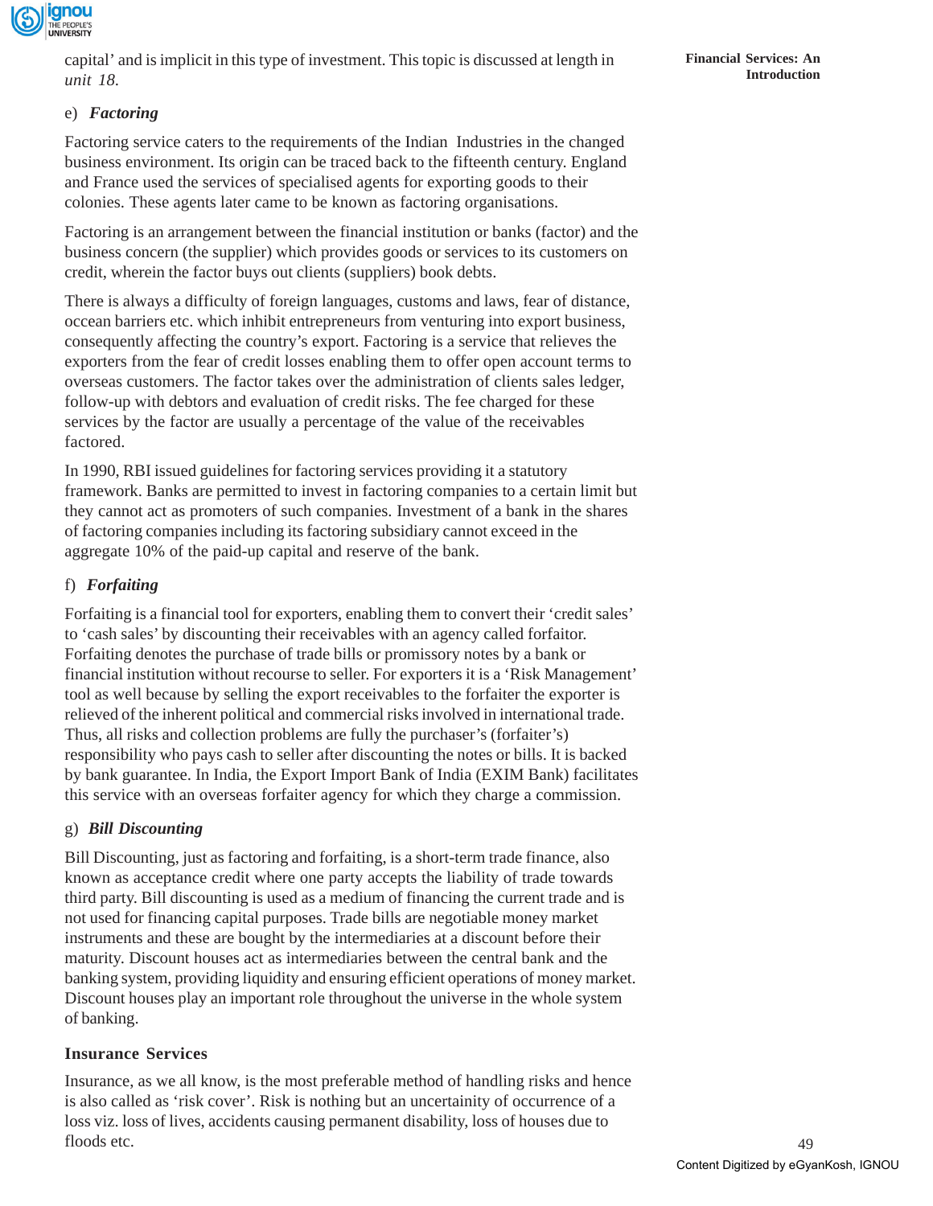capital' and is implicit in this type of investment. This topic is discussed at length in *unit 18.*

e) ***Factoring***

Factoring service caters to the requirements of the Indian Industries in the changed business environment. Its origin can be traced back to the fifteenth century. England and France used the services of specialised agents for exporting goods to their colonies. These agents later came to be known as factoring organisations.

Factoring is an arrangement between the financial institution or banks (factor) and the business concern (the supplier) which provides goods or services to its customers on credit, wherein the factor buys out clients (suppliers) book debts.

There is always a difficulty of foreign languages, customs and laws, fear of distance, occean barriers etc. which inhibit entrepreneurs from venturing into export business, consequently affecting the country's export. Factoring is a service that relieves the exporters from the fear of credit losses enabling them to offer open account terms to overseas customers. The factor takes over the administration of clients sales ledger, follow-up with debtors and evaluation of credit risks. The fee charged for these services by the factor are usually a percentage of the value of the receivables factored.

In 1990, RBI issued guidelines for factoring services providing it a statutory framework. Banks are permitted to invest in factoring companies to a certain limit but they cannot act as promoters of such companies. Investment of a bank in the shares of factoring companies including its factoring subsidiary cannot exceed in the aggregate 10% of the paid-up capital and reserve of the bank.

f) ***Forfaiting***

Forfaiting is a financial tool for exporters, enabling them to convert their 'credit sales' to 'cash sales' by discounting their receivables with an agency called forfaitor. Forfaiting denotes the purchase of trade bills or promissory notes by a bank or financial institution without recourse to seller. For exporters it is a 'Risk Management' tool as well because by selling the export receivables to the forfaiter the exporter is relieved of the inherent political and commercial risks involved in international trade. Thus, all risks and collection problems are fully the purchaser's (forfaiter's) responsibility who pays cash to seller after discounting the notes or bills. It is backed by bank guarantee. In India, the Export Import Bank of India (EXIM Bank) facilitates this service with an overseas forfaiter agency for which they charge a commission.

g) ***Bill Discounting***

Bill Discounting, just as factoring and forfaiting, is a short-term trade finance, also known as acceptance credit where one party accepts the liability of trade towards third party. Bill discounting is used as a medium of financing the current trade and is not used for financing capital purposes. Trade bills are negotiable money market instruments and these are bought by the intermediaries at a discount before their maturity. Discount houses act as intermediaries between the central bank and the banking system, providing liquidity and ensuring efficient operations of money market. Discount houses play an important role throughout the universe in the whole system of banking.

**Insurance Services**

Insurance, as we all know, is the most preferable method of handling risks and hence is also called as 'risk cover'. Risk is nothing but an uncertainity of occurrence of a loss viz. loss of lives, accidents causing permanent disability, loss of houses due to floods etc.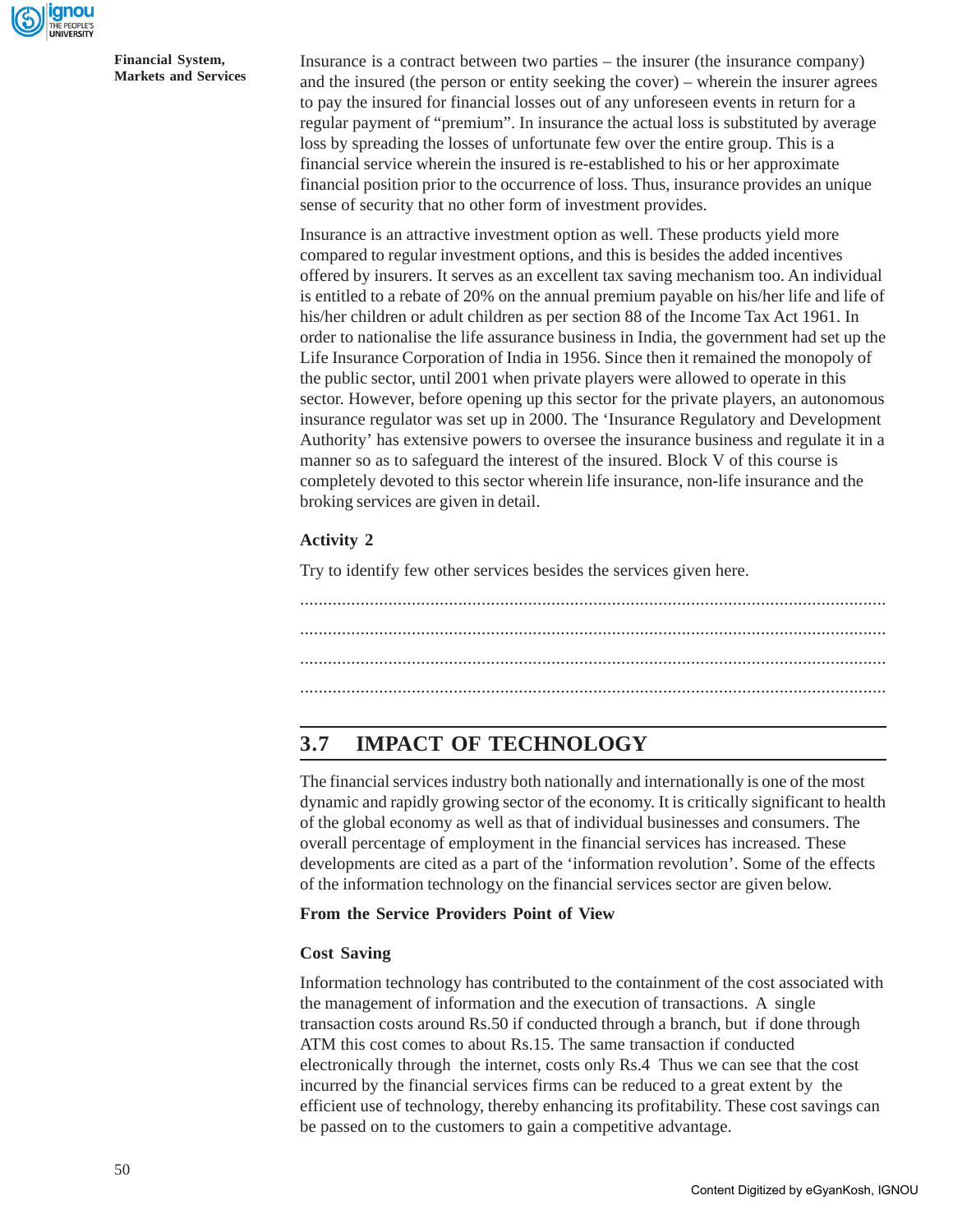Insurance is a contract between two parties – the insurer (the insurance company) and the insured (the person or entity seeking the cover) – wherein the insurer agrees to pay the insured for financial losses out of any unforeseen events in return for a regular payment of "premium". In insurance the actual loss is substituted by average loss by spreading the losses of unfortunate few over the entire group. This is a financial service wherein the insured is re-established to his or her approximate financial position prior to the occurrence of loss. Thus, insurance provides an unique sense of security that no other form of investment provides.

Insurance is an attractive investment option as well. These products yield more compared to regular investment options, and this is besides the added incentives offered by insurers. It serves as an excellent tax saving mechanism too. An individual is entitled to a rebate of 20% on the annual premium payable on his/her life and life of his/her children or adult children as per section 88 of the Income Tax Act 1961. In order to nationalise the life assurance business in India, the government had set up the Life Insurance Corporation of India in 1956. Since then it remained the monopoly of the public sector, until 2001 when private players were allowed to operate in this sector. However, before opening up this sector for the private players, an autonomous insurance regulator was set up in 2000. The 'Insurance Regulatory and Development Authority' has extensive powers to oversee the insurance business and regulate it in a manner so as to safeguard the interest of the insured. Block V of this course is completely devoted to this sector wherein life insurance, non-life insurance and the broking services are given in detail.

**Activity 2**

Try to identify few other services besides the services given here.

..............................................................................................................................

..............................................................................................................................

..............................................................................................................................

..............................................................................................................................

## 3.7 IMPACT OF TECHNOLOGY

The financial services industry both nationally and internationally is one of the most dynamic and rapidly growing sector of the economy. It is critically significant to health of the global economy as well as that of individual businesses and consumers. The overall percentage of employment in the financial services has increased. These developments are cited as a part of the 'information revolution'. Some of the effects of the information technology on the financial services sector are given below.

**From the Service Providers Point of View**

**Cost Saving**

Information technology has contributed to the containment of the cost associated with the management of information and the execution of transactions. A single transaction costs around Rs.50 if conducted through a branch, but if done through ATM this cost comes to about Rs.15. The same transaction if conducted electronically through the internet, costs only Rs.4 Thus we can see that the cost incurred by the financial services firms can be reduced to a great extent by the efficient use of technology, thereby enhancing its profitability. These cost savings can be passed on to the customers to gain a competitive advantage.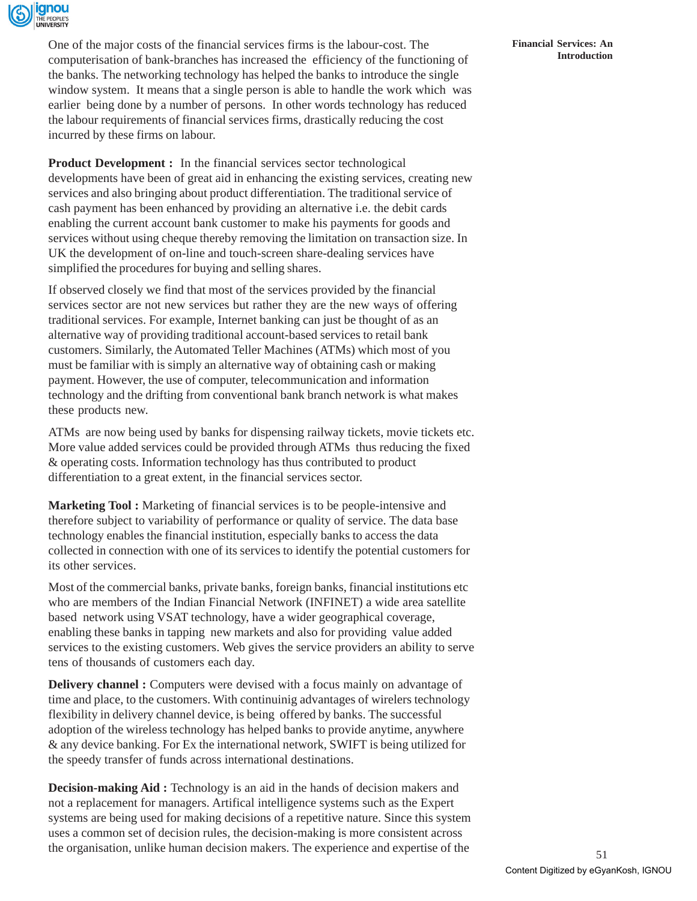One of the major costs of the financial services firms is the labour-cost. The computerisation of bank-branches has increased the efficiency of the functioning of the banks. The networking technology has helped the banks to introduce the single window system. It means that a single person is able to handle the work which was earlier being done by a number of persons. In other words technology has reduced the labour requirements of financial services firms, drastically reducing the cost incurred by these firms on labour.

**Product Development :** In the financial services sector technological developments have been of great aid in enhancing the existing services, creating new services and also bringing about product differentiation. The traditional service of cash payment has been enhanced by providing an alternative i.e. the debit cards enabling the current account bank customer to make his payments for goods and services without using cheque thereby removing the limitation on transaction size. In UK the development of on-line and touch-screen share-dealing services have simplified the procedures for buying and selling shares.

If observed closely we find that most of the services provided by the financial services sector are not new services but rather they are the new ways of offering traditional services. For example, Internet banking can just be thought of as an alternative way of providing traditional account-based services to retail bank customers. Similarly, the Automated Teller Machines (ATMs) which most of you must be familiar with is simply an alternative way of obtaining cash or making payment. However, the use of computer, telecommunication and information technology and the drifting from conventional bank branch network is what makes these products new.

ATMs are now being used by banks for dispensing railway tickets, movie tickets etc. More value added services could be provided through ATMs thus reducing the fixed & operating costs. Information technology has thus contributed to product differentiation to a great extent, in the financial services sector.

**Marketing Tool :** Marketing of financial services is to be people-intensive and therefore subject to variability of performance or quality of service. The data base technology enables the financial institution, especially banks to access the data collected in connection with one of its services to identify the potential customers for its other services.

Most of the commercial banks, private banks, foreign banks, financial institutions etc who are members of the Indian Financial Network (INFINET) a wide area satellite based network using VSAT technology, have a wider geographical coverage, enabling these banks in tapping new markets and also for providing value added services to the existing customers. Web gives the service providers an ability to serve tens of thousands of customers each day.

**Delivery channel :** Computers were devised with a focus mainly on advantage of time and place, to the customers. With continuinig advantages of wirelers technology flexibility in delivery channel device, is being offered by banks. The successful adoption of the wireless technology has helped banks to provide anytime, anywhere & any device banking. For Ex the international network, SWIFT is being utilized for the speedy transfer of funds across international destinations.

**Decision-making Aid :** Technology is an aid in the hands of decision makers and not a replacement for managers. Artifical intelligence systems such as the Expert systems are being used for making decisions of a repetitive nature. Since this system uses a common set of decision rules, the decision-making is more consistent across the organisation, unlike human decision makers. The experience and expertise of the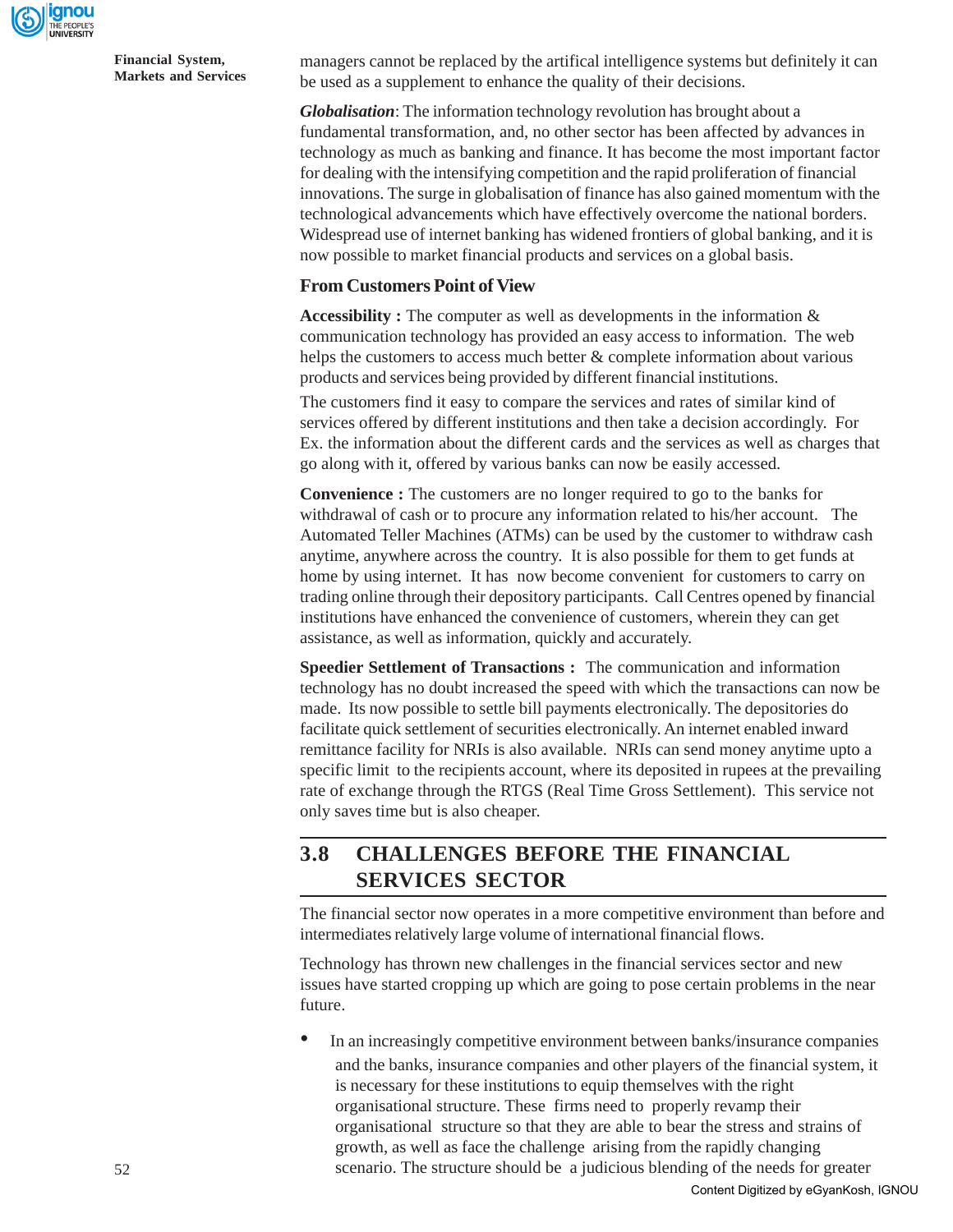managers cannot be replaced by the artifical intelligence systems but definitely it can be used as a supplement to enhance the quality of their decisions.

***Globalisation***: The information technology revolution has brought about a fundamental transformation, and, no other sector has been affected by advances in technology as much as banking and finance. It has become the most important factor for dealing with the intensifying competition and the rapid proliferation of financial innovations. The surge in globalisation of finance has also gained momentum with the technological advancements which have effectively overcome the national borders. Widespread use of internet banking has widened frontiers of global banking, and it is now possible to market financial products and services on a global basis.

**From Customers Point of View**

**Accessibility :** The computer as well as developments in the information & communication technology has provided an easy access to information. The web helps the customers to access much better & complete information about various products and services being provided by different financial institutions.

The customers find it easy to compare the services and rates of similar kind of services offered by different institutions and then take a decision accordingly. For Ex. the information about the different cards and the services as well as charges that go along with it, offered by various banks can now be easily accessed.

**Convenience :** The customers are no longer required to go to the banks for withdrawal of cash or to procure any information related to his/her account. The Automated Teller Machines (ATMs) can be used by the customer to withdraw cash anytime, anywhere across the country. It is also possible for them to get funds at home by using internet. It has now become convenient for customers to carry on trading online through their depository participants. Call Centres opened by financial institutions have enhanced the convenience of customers, wherein they can get assistance, as well as information, quickly and accurately.

**Speedier Settlement of Transactions :** The communication and information technology has no doubt increased the speed with which the transactions can now be made. Its now possible to settle bill payments electronically. The depositories do facilitate quick settlement of securities electronically. An internet enabled inward remittance facility for NRIs is also available. NRIs can send money anytime upto a specific limit to the recipients account, where its deposited in rupees at the prevailing rate of exchange through the RTGS (Real Time Gross Settlement). This service not only saves time but is also cheaper.

## 3.8 CHALLENGES BEFORE THE FINANCIAL SERVICES SECTOR

The financial sector now operates in a more competitive environment than before and intermediates relatively large volume of international financial flows.

Technology has thrown new challenges in the financial services sector and new issues have started cropping up which are going to pose certain problems in the near future.

- In an increasingly competitive environment between banks/insurance companies and the banks, insurance companies and other players of the financial system, it is necessary for these institutions to equip themselves with the right organisational structure. These firms need to properly revamp their organisational structure so that they are able to bear the stress and strains of growth, as well as face the challenge arising from the rapidly changing scenario. The structure should be a judicious blending of the needs for greater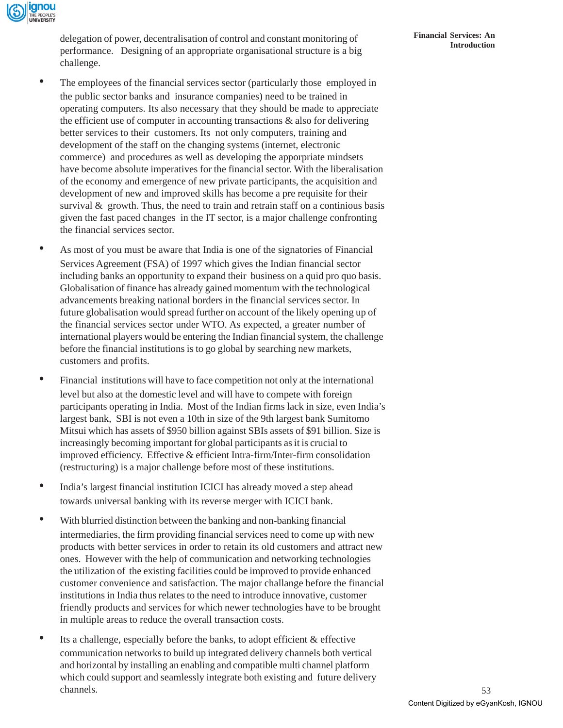delegation of power, decentralisation of control and constant monitoring of performance. Designing of an appropriate organisational structure is a big challenge.

- The employees of the financial services sector (particularly those employed in the public sector banks and insurance companies) need to be trained in operating computers. Its also necessary that they should be made to appreciate the efficient use of computer in accounting transactions & also for delivering better services to their customers. Its not only computers, training and development of the staff on the changing systems (internet, electronic commerce) and procedures as well as developing the apporpriate mindsets have become absolute imperatives for the financial sector. With the liberalisation of the economy and emergence of new private participants, the acquisition and development of new and improved skills has become a pre requisite for their survival & growth. Thus, the need to train and retrain staff on a continious basis given the fast paced changes in the IT sector, is a major challenge confronting the financial services sector.

- As most of you must be aware that India is one of the signatories of Financial Services Agreement (FSA) of 1997 which gives the Indian financial sector including banks an opportunity to expand their business on a quid pro quo basis. Globalisation of finance has already gained momentum with the technological advancements breaking national borders in the financial services sector. In future globalisation would spread further on account of the likely opening up of the financial services sector under WTO. As expected, a greater number of international players would be entering the Indian financial system, the challenge before the financial institutions is to go global by searching new markets, customers and profits.

- Financial institutions will have to face competition not only at the international level but also at the domestic level and will have to compete with foreign participants operating in India. Most of the Indian firms lack in size, even India's largest bank, SBI is not even a 10th in size of the 9th largest bank Sumitomo Mitsui which has assets of $950 billion against SBIs assets of $91 billion. Size is increasingly becoming important for global participants as it is crucial to improved efficiency. Effective & efficient Intra-firm/Inter-firm consolidation (restructuring) is a major challenge before most of these institutions.

- India's largest financial institution ICICI has already moved a step ahead towards universal banking with its reverse merger with ICICI bank.

- With blurried distinction between the banking and non-banking financial intermediaries, the firm providing financial services need to come up with new products with better services in order to retain its old customers and attract new ones. However with the help of communication and networking technologies the utilization of the existing facilities could be improved to provide enhanced customer convenience and satisfaction. The major challange before the financial institutions in India thus relates to the need to introduce innovative, customer friendly products and services for which newer technologies have to be brought in multiple areas to reduce the overall transaction costs.

- Its a challenge, especially before the banks, to adopt efficient & effective communication networks to build up integrated delivery channels both vertical and horizontal by installing an enabling and compatible multi channel platform which could support and seamlessly integrate both existing and future delivery channels.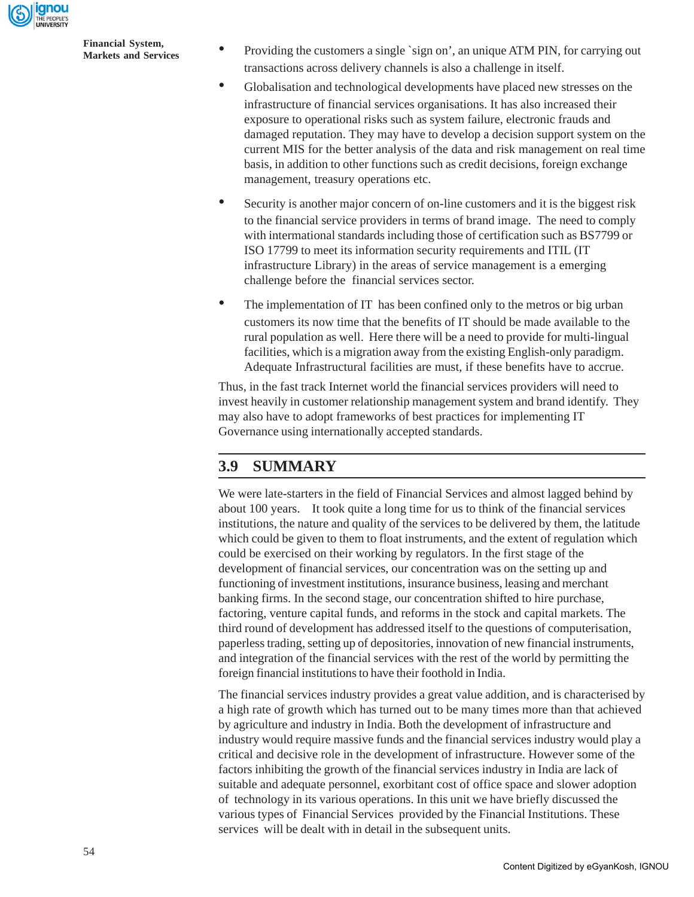- Providing the customers a single `sign on', an unique ATM PIN, for carrying out transactions across delivery channels is also a challenge in itself.
- Globalisation and technological developments have placed new stresses on the infrastructure of financial services organisations. It has also increased their exposure to operational risks such as system failure, electronic frauds and damaged reputation. They may have to develop a decision support system on the current MIS for the better analysis of the data and risk management on real time basis, in addition to other functions such as credit decisions, foreign exchange management, treasury operations etc.
- Security is another major concern of on-line customers and it is the biggest risk to the financial service providers in terms of brand image. The need to comply with international standards including those of certification such as BS7799 or ISO 17799 to meet its information security requirements and ITIL (IT infrastructure Library) in the areas of service management is a emerging challenge before the financial services sector.
- The implementation of IT has been confined only to the metros or big urban customers its now time that the benefits of IT should be made available to the rural population as well. Here there will be a need to provide for multi-lingual facilities, which is a migration away from the existing English-only paradigm. Adequate Infrastructural facilities are must, if these benefits have to accrue.

Thus, in the fast track Internet world the financial services providers will need to invest heavily in customer relationship management system and brand identify. They may also have to adopt frameworks of best practices for implementing IT Governance using internationally accepted standards.

## 3.9 SUMMARY

We were late-starters in the field of Financial Services and almost lagged behind by about 100 years. It took quite a long time for us to think of the financial services institutions, the nature and quality of the services to be delivered by them, the latitude which could be given to them to float instruments, and the extent of regulation which could be exercised on their working by regulators. In the first stage of the development of financial services, our concentration was on the setting up and functioning of investment institutions, insurance business, leasing and merchant banking firms. In the second stage, our concentration shifted to hire purchase, factoring, venture capital funds, and reforms in the stock and capital markets. The third round of development has addressed itself to the questions of computerisation, paperless trading, setting up of depositories, innovation of new financial instruments, and integration of the financial services with the rest of the world by permitting the foreign financial institutions to have their foothold in India.

The financial services industry provides a great value addition, and is characterised by a high rate of growth which has turned out to be many times more than that achieved by agriculture and industry in India. Both the development of infrastructure and industry would require massive funds and the financial services industry would play a critical and decisive role in the development of infrastructure. However some of the factors inhibiting the growth of the financial services industry in India are lack of suitable and adequate personnel, exorbitant cost of office space and slower adoption of technology in its various operations. In this unit we have briefly discussed the various types of Financial Services provided by the Financial Institutions. These services will be dealt with in detail in the subsequent units.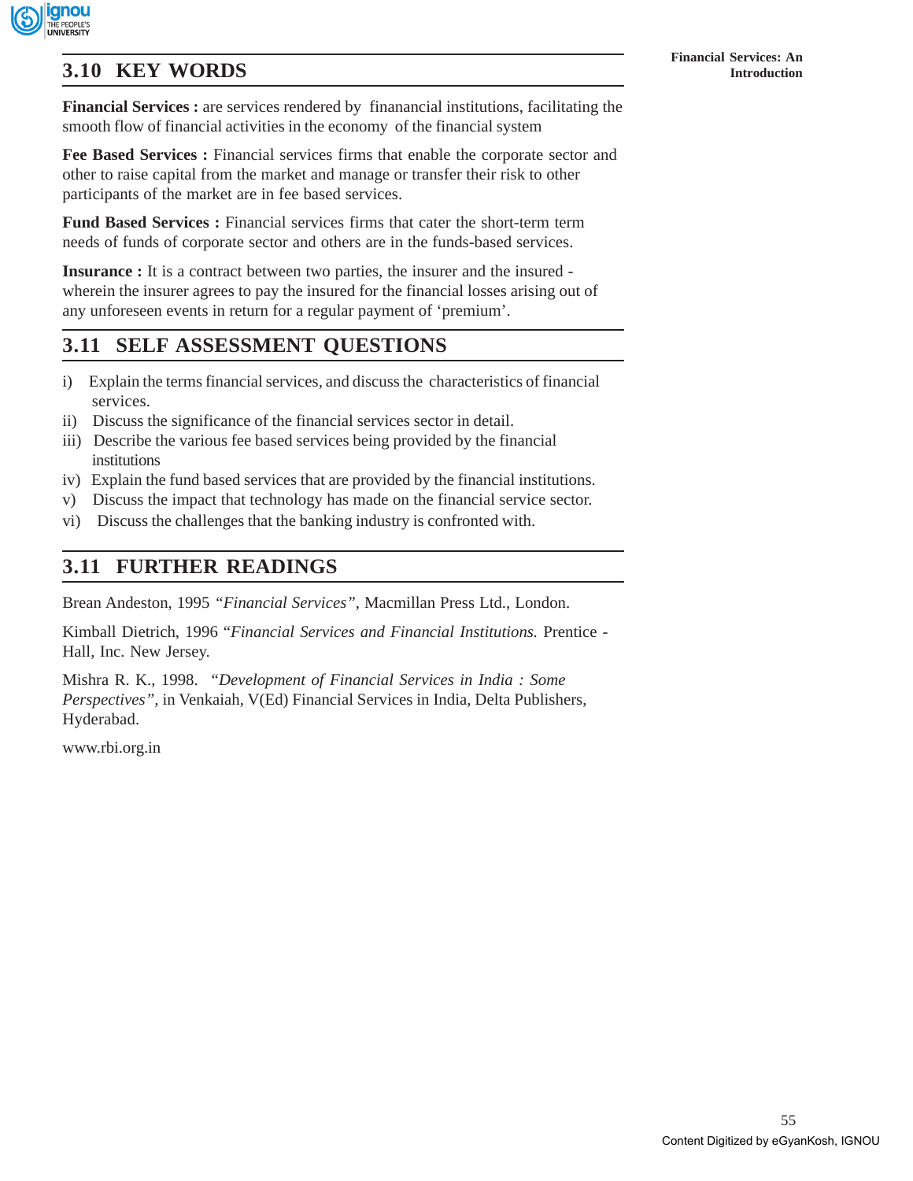## 3.10 KEY WORDS

**Financial Services :** are services rendered by finanancial institutions, facilitating the smooth flow of financial activities in the economy of the financial system

**Fee Based Services :** Financial services firms that enable the corporate sector and other to raise capital from the market and manage or transfer their risk to other participants of the market are in fee based services.

**Fund Based Services :** Financial services firms that cater the short-term term needs of funds of corporate sector and others are in the funds-based services.

**Insurance :** It is a contract between two parties, the insurer and the insured - wherein the insurer agrees to pay the insured for the financial losses arising out of any unforeseen events in return for a regular payment of 'premium'.

## 3.11 SELF ASSESSMENT QUESTIONS

i) Explain the terms financial services, and discuss the characteristics of financial services.

ii) Discuss the significance of the financial services sector in detail.

iii) Describe the various fee based services being provided by the financial institutions

iv) Explain the fund based services that are provided by the financial institutions.

v) Discuss the impact that technology has made on the financial service sector.

vi) Discuss the challenges that the banking industry is confronted with.

## 3.11 FURTHER READINGS

Brean Andeston, 1995 *"Financial Services"*, Macmillan Press Ltd., London.

Kimball Dietrich, 1996 "*Financial Services and Financial Institutions.* Prentice - Hall, Inc. New Jersey.

Mishra R. K., 1998. *"Development of Financial Services in India : Some Perspectives"*, in Venkaiah, V(Ed) Financial Services in India, Delta Publishers, Hyderabad.

www.rbi.org.in